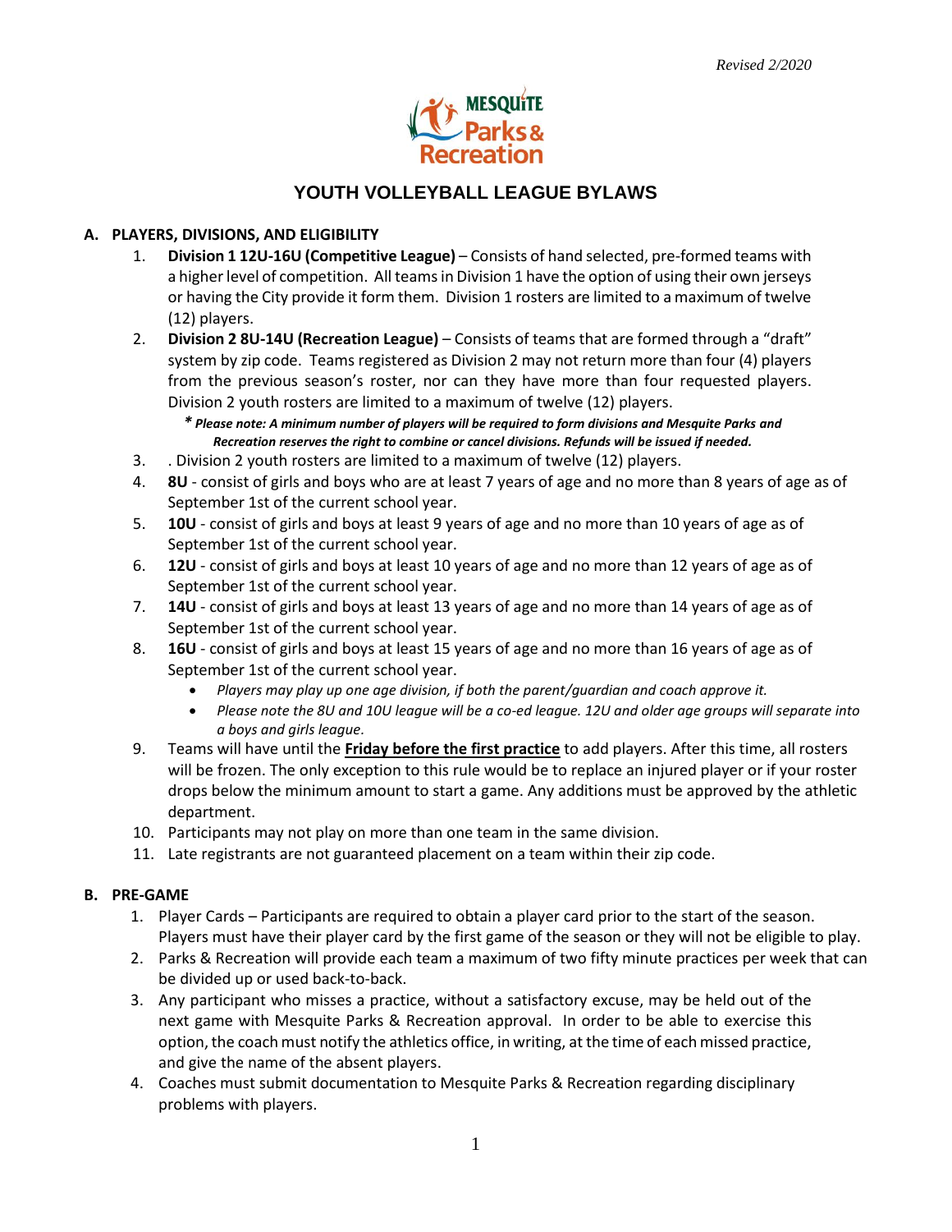Revised 2/2020

MESQUITE Parks & Recreation

# YOUTH VOLLEYBALL LEAGUE BYLAWS

## A. PLAYERS, DIVISIONS, AND ELIGIBILITY

1. **Division 1 12U-16U (Competitive League)** – Consists of hand selected, pre-formed teams with a higher level of competition. All teams in Division 1 have the option of using their own jerseys or having the City provide it form them. Division 1 rosters are limited to a maximum of twelve (12) players.
2. **Division 2 8U-14U (Recreation League)** – Consists of teams that are formed through a "draft" system by zip code. Teams registered as Division 2 may not return more than four (4) players from the previous season's roster, nor can they have more than four requested players. Division 2 youth rosters are limited to a maximum of twelve (12) players.

   ***\* Please note: A minimum number of players will be required to form divisions and Mesquite Parks and Recreation reserves the right to combine or cancel divisions. Refunds will be issued if needed.***
3. . Division 2 youth rosters are limited to a maximum of twelve (12) players.
4. **8U** - consist of girls and boys who are at least 7 years of age and no more than 8 years of age as of September 1st of the current school year.
5. **10U** - consist of girls and boys at least 9 years of age and no more than 10 years of age as of September 1st of the current school year.
6. **12U** - consist of girls and boys at least 10 years of age and no more than 12 years of age as of September 1st of the current school year.
7. **14U** - consist of girls and boys at least 13 years of age and no more than 14 years of age as of September 1st of the current school year.
8. **16U** - consist of girls and boys at least 15 years of age and no more than 16 years of age as of September 1st of the current school year.
   - *Players may play up one age division, if both the parent/guardian and coach approve it.*
   - *Please note the 8U and 10U league will be a co-ed league. 12U and older age groups will separate into a boys and girls league.*
9. Teams will have until the **Friday before the first practice** to add players. After this time, all rosters will be frozen. The only exception to this rule would be to replace an injured player or if your roster drops below the minimum amount to start a game. Any additions must be approved by the athletic department.
10. Participants may not play on more than one team in the same division.
11. Late registrants are not guaranteed placement on a team within their zip code.

## B. PRE-GAME

1. Player Cards – Participants are required to obtain a player card prior to the start of the season. Players must have their player card by the first game of the season or they will not be eligible to play.
2. Parks & Recreation will provide each team a maximum of two fifty minute practices per week that can be divided up or used back-to-back.
3. Any participant who misses a practice, without a satisfactory excuse, may be held out of the next game with Mesquite Parks & Recreation approval. In order to be able to exercise this option, the coach must notify the athletics office, in writing, at the time of each missed practice, and give the name of the absent players.
4. Coaches must submit documentation to Mesquite Parks & Recreation regarding disciplinary problems with players.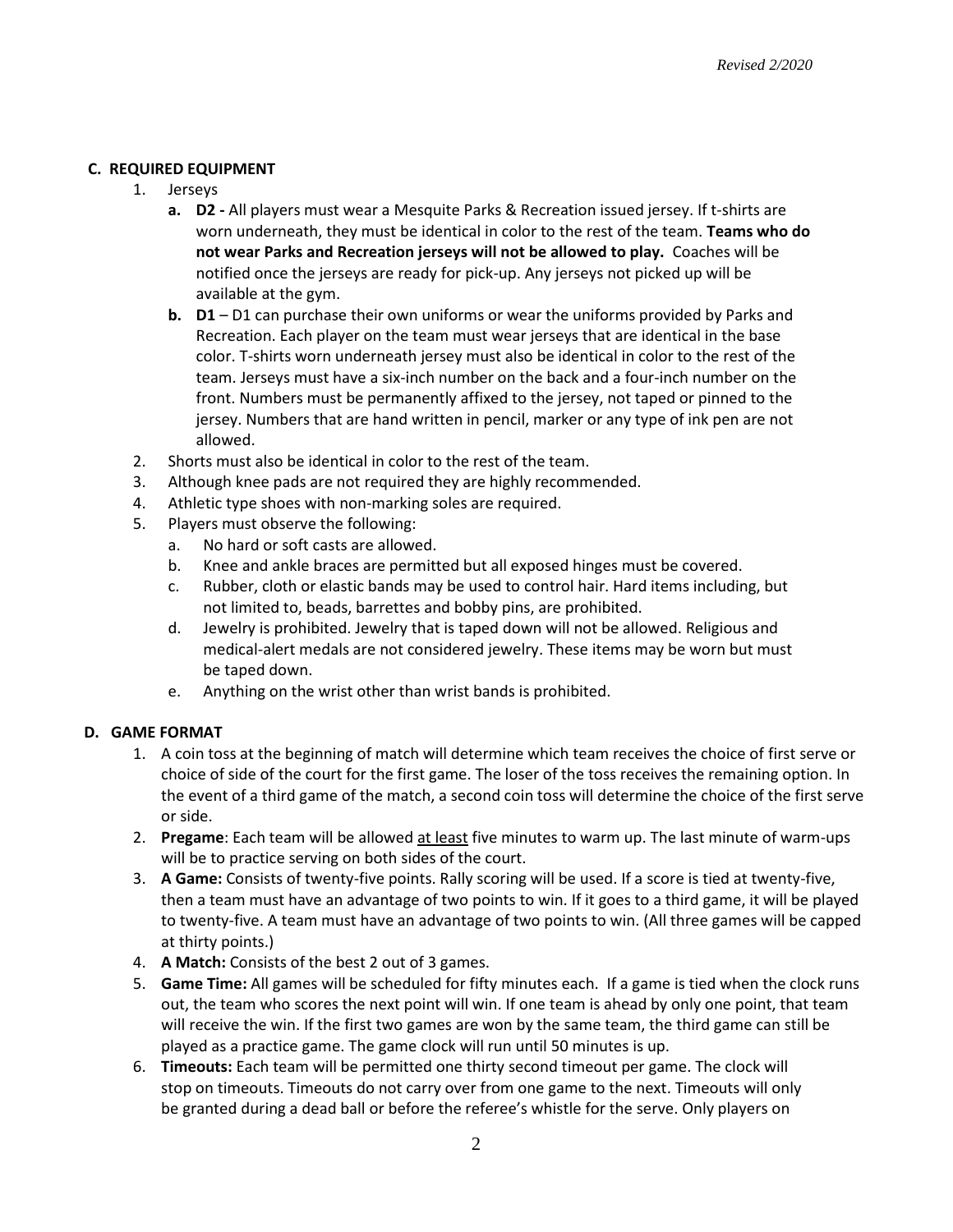## C. REQUIRED EQUIPMENT

1. Jerseys
   a. **D2 -** All players must wear a Mesquite Parks & Recreation issued jersey. If t-shirts are worn underneath, they must be identical in color to the rest of the team. **Teams who do not wear Parks and Recreation jerseys will not be allowed to play.** Coaches will be notified once the jerseys are ready for pick-up. Any jerseys not picked up will be available at the gym.
   b. **D1** – D1 can purchase their own uniforms or wear the uniforms provided by Parks and Recreation. Each player on the team must wear jerseys that are identical in the base color. T-shirts worn underneath jersey must also be identical in color to the rest of the team. Jerseys must have a six-inch number on the back and a four-inch number on the front. Numbers must be permanently affixed to the jersey, not taped or pinned to the jersey. Numbers that are hand written in pencil, marker or any type of ink pen are not allowed.
2. Shorts must also be identical in color to the rest of the team.
3. Although knee pads are not required they are highly recommended.
4. Athletic type shoes with non-marking soles are required.
5. Players must observe the following:
   a. No hard or soft casts are allowed.
   b. Knee and ankle braces are permitted but all exposed hinges must be covered.
   c. Rubber, cloth or elastic bands may be used to control hair. Hard items including, but not limited to, beads, barrettes and bobby pins, are prohibited.
   d. Jewelry is prohibited. Jewelry that is taped down will not be allowed. Religious and medical-alert medals are not considered jewelry. These items may be worn but must be taped down.
   e. Anything on the wrist other than wrist bands is prohibited.

## D. GAME FORMAT

1. A coin toss at the beginning of match will determine which team receives the choice of first serve or choice of side of the court for the first game. The loser of the toss receives the remaining option. In the event of a third game of the match, a second coin toss will determine the choice of the first serve or side.
2. **Pregame**: Each team will be allowed at least five minutes to warm up. The last minute of warm-ups will be to practice serving on both sides of the court.
3. **A Game:** Consists of twenty-five points. Rally scoring will be used. If a score is tied at twenty-five, then a team must have an advantage of two points to win. If it goes to a third game, it will be played to twenty-five. A team must have an advantage of two points to win. (All three games will be capped at thirty points.)
4. **A Match:** Consists of the best 2 out of 3 games.
5. **Game Time:** All games will be scheduled for fifty minutes each. If a game is tied when the clock runs out, the team who scores the next point will win. If one team is ahead by only one point, that team will receive the win. If the first two games are won by the same team, the third game can still be played as a practice game. The game clock will run until 50 minutes is up.
6. **Timeouts:** Each team will be permitted one thirty second timeout per game. The clock will stop on timeouts. Timeouts do not carry over from one game to the next. Timeouts will only be granted during a dead ball or before the referee's whistle for the serve. Only players on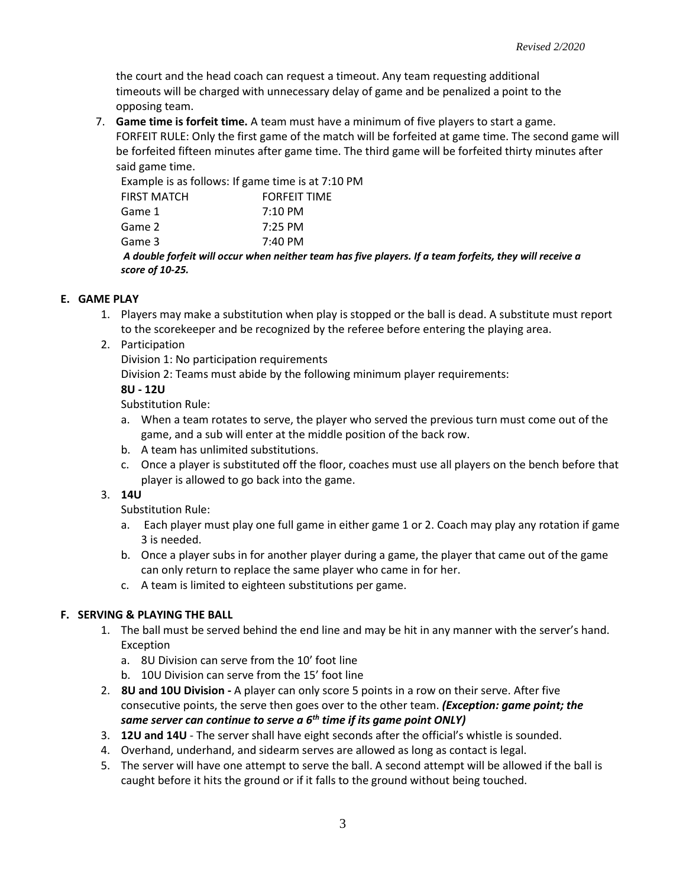the court and the head coach can request a timeout. Any team requesting additional timeouts will be charged with unnecessary delay of game and be penalized a point to the opposing team.

7. **Game time is forfeit time.** A team must have a minimum of five players to start a game. FORFEIT RULE: Only the first game of the match will be forfeited at game time. The second game will be forfeited fifteen minutes after game time. The third game will be forfeited thirty minutes after said game time.

   Example is as follows: If game time is at 7:10 PM

   | FIRST MATCH | FORFEIT TIME |
   |---|---|
   | Game 1 | 7:10 PM |
   | Game 2 | 7:25 PM |
   | Game 3 | 7:40 PM |

   ***A double forfeit will occur when neither team has five players. If a team forfeits, they will receive a score of 10-25.***

## E. GAME PLAY

1. Players may make a substitution when play is stopped or the ball is dead. A substitute must report to the scorekeeper and be recognized by the referee before entering the playing area.
2. Participation

   Division 1: No participation requirements

   Division 2: Teams must abide by the following minimum player requirements:

   **8U - 12U**

   Substitution Rule:

   a. When a team rotates to serve, the player who served the previous turn must come out of the game, and a sub will enter at the middle position of the back row.
   b. A team has unlimited substitutions.
   c. Once a player is substituted off the floor, coaches must use all players on the bench before that player is allowed to go back into the game.
3. **14U**

   Substitution Rule:

   a. Each player must play one full game in either game 1 or 2. Coach may play any rotation if game 3 is needed.
   b. Once a player subs in for another player during a game, the player that came out of the game can only return to replace the same player who came in for her.
   c. A team is limited to eighteen substitutions per game.

## F. SERVING & PLAYING THE BALL

1. The ball must be served behind the end line and may be hit in any manner with the server's hand. Exception
   a. 8U Division can serve from the 10' foot line
   b. 10U Division can serve from the 15' foot line
2. **8U and 10U Division -** A player can only score 5 points in a row on their serve. After five consecutive points, the serve then goes over to the other team. ***(Exception: game point; the same server can continue to serve a 6th time if its game point ONLY)***
3. **12U and 14U** - The server shall have eight seconds after the official's whistle is sounded.
4. Overhand, underhand, and sidearm serves are allowed as long as contact is legal.
5. The server will have one attempt to serve the ball. A second attempt will be allowed if the ball is caught before it hits the ground or if it falls to the ground without being touched.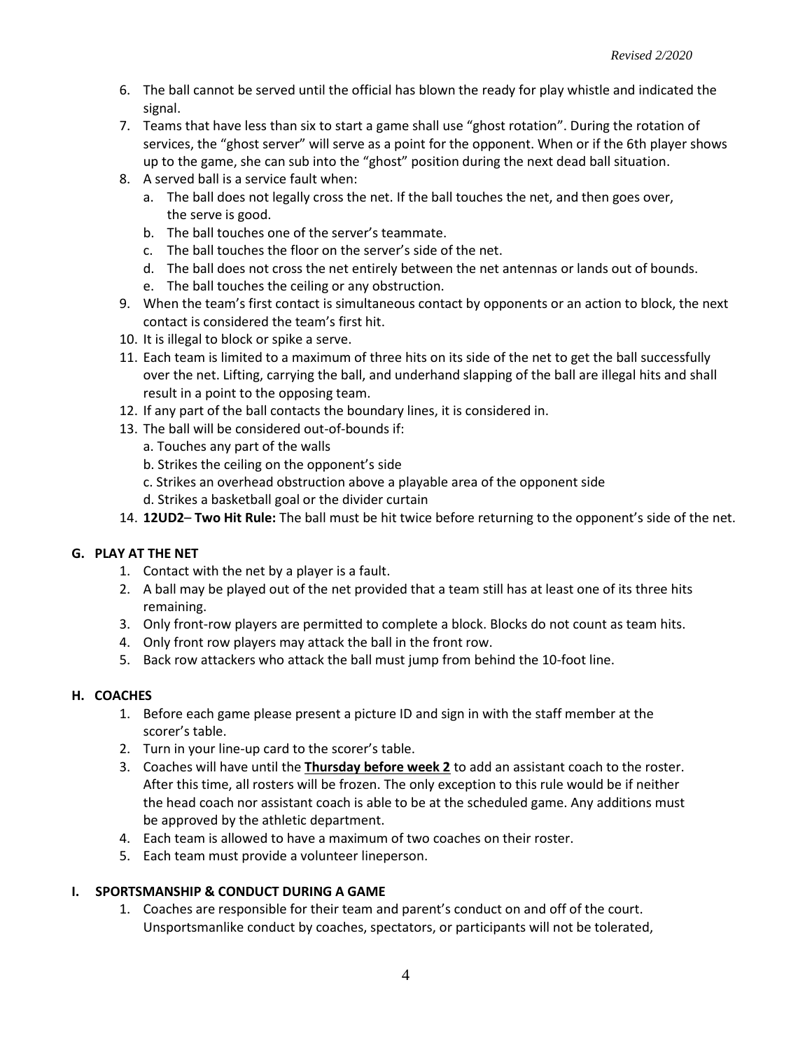6. The ball cannot be served until the official has blown the ready for play whistle and indicated the signal.
7. Teams that have less than six to start a game shall use "ghost rotation". During the rotation of services, the "ghost server" will serve as a point for the opponent. When or if the 6th player shows up to the game, she can sub into the "ghost" position during the next dead ball situation.
8. A served ball is a service fault when:
   a. The ball does not legally cross the net. If the ball touches the net, and then goes over, the serve is good.
   b. The ball touches one of the server's teammate.
   c. The ball touches the floor on the server's side of the net.
   d. The ball does not cross the net entirely between the net antennas or lands out of bounds.
   e. The ball touches the ceiling or any obstruction.
9. When the team's first contact is simultaneous contact by opponents or an action to block, the next contact is considered the team's first hit.
10. It is illegal to block or spike a serve.
11. Each team is limited to a maximum of three hits on its side of the net to get the ball successfully over the net. Lifting, carrying the ball, and underhand slapping of the ball are illegal hits and shall result in a point to the opposing team.
12. If any part of the ball contacts the boundary lines, it is considered in.
13. The ball will be considered out-of-bounds if:
    a. Touches any part of the walls
    b. Strikes the ceiling on the opponent's side
    c. Strikes an overhead obstruction above a playable area of the opponent side
    d. Strikes a basketball goal or the divider curtain
14. **12UD2**– **Two Hit Rule:** The ball must be hit twice before returning to the opponent's side of the net.

## G. PLAY AT THE NET

1. Contact with the net by a player is a fault.
2. A ball may be played out of the net provided that a team still has at least one of its three hits remaining.
3. Only front-row players are permitted to complete a block. Blocks do not count as team hits.
4. Only front row players may attack the ball in the front row.
5. Back row attackers who attack the ball must jump from behind the 10-foot line.

## H. COACHES

1. Before each game please present a picture ID and sign in with the staff member at the scorer's table.
2. Turn in your line-up card to the scorer's table.
3. Coaches will have until the **Thursday before week 2** to add an assistant coach to the roster. After this time, all rosters will be frozen. The only exception to this rule would be if neither the head coach nor assistant coach is able to be at the scheduled game. Any additions must be approved by the athletic department.
4. Each team is allowed to have a maximum of two coaches on their roster.
5. Each team must provide a volunteer lineperson.

## I. SPORTSMANSHIP & CONDUCT DURING A GAME

1. Coaches are responsible for their team and parent's conduct on and off of the court. Unsportsmanlike conduct by coaches, spectators, or participants will not be tolerated,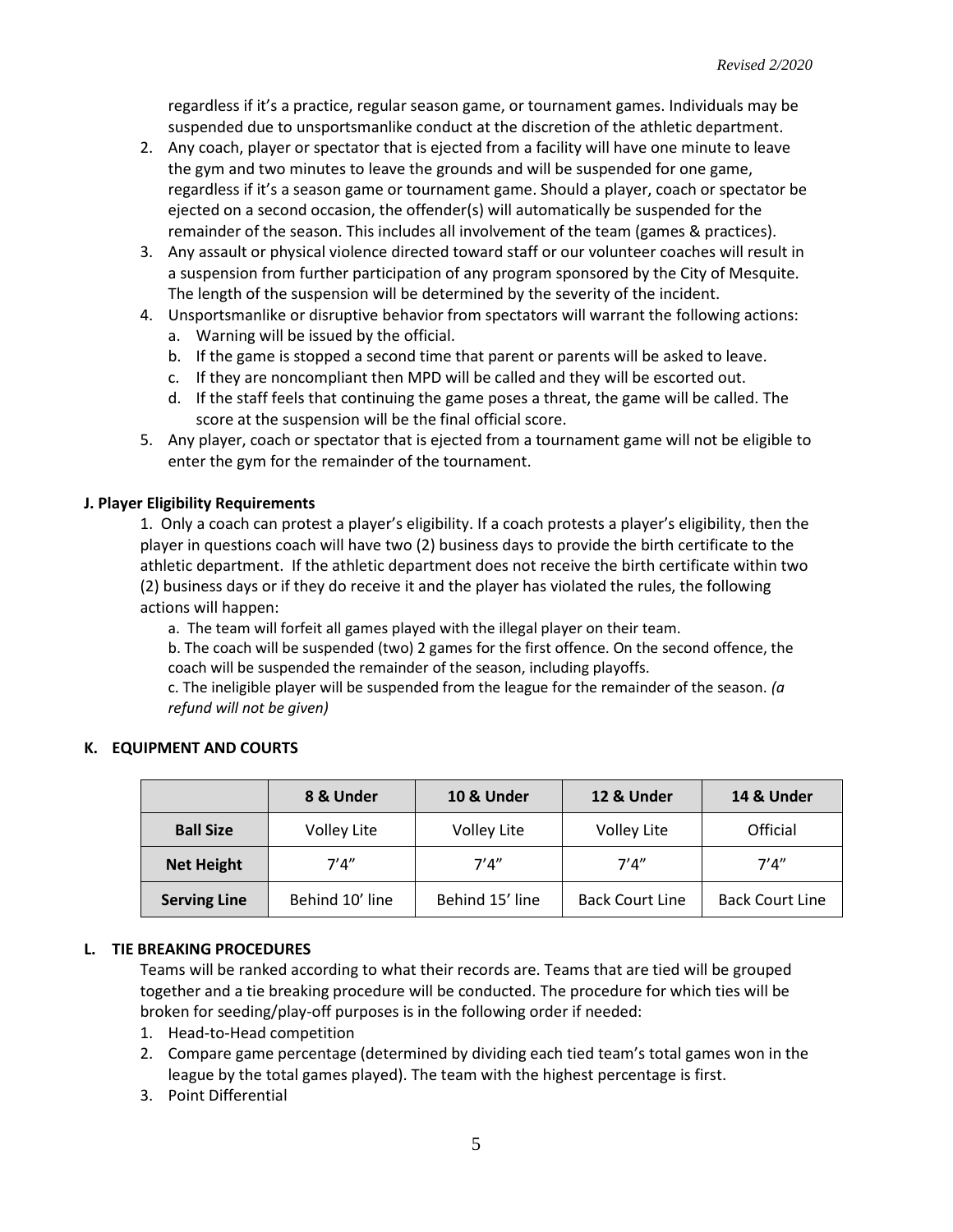regardless if it's a practice, regular season game, or tournament games. Individuals may be suspended due to unsportsmanlike conduct at the discretion of the athletic department.

2. Any coach, player or spectator that is ejected from a facility will have one minute to leave the gym and two minutes to leave the grounds and will be suspended for one game, regardless if it's a season game or tournament game. Should a player, coach or spectator be ejected on a second occasion, the offender(s) will automatically be suspended for the remainder of the season. This includes all involvement of the team (games & practices).
3. Any assault or physical violence directed toward staff or our volunteer coaches will result in a suspension from further participation of any program sponsored by the City of Mesquite. The length of the suspension will be determined by the severity of the incident.
4. Unsportsmanlike or disruptive behavior from spectators will warrant the following actions:
   a. Warning will be issued by the official.
   b. If the game is stopped a second time that parent or parents will be asked to leave.
   c. If they are noncompliant then MPD will be called and they will be escorted out.
   d. If the staff feels that continuing the game poses a threat, the game will be called. The score at the suspension will be the final official score.
5. Any player, coach or spectator that is ejected from a tournament game will not be eligible to enter the gym for the remainder of the tournament.

**J. Player Eligibility Requirements**

1. Only a coach can protest a player's eligibility. If a coach protests a player's eligibility, then the player in questions coach will have two (2) business days to provide the birth certificate to the athletic department. If the athletic department does not receive the birth certificate within two (2) business days or if they do receive it and the player has violated the rules, the following actions will happen:

   a. The team will forfeit all games played with the illegal player on their team.

   b. The coach will be suspended (two) 2 games for the first offence. On the second offence, the coach will be suspended the remainder of the season, including playoffs.

   c. The ineligible player will be suspended from the league for the remainder of the season. *(a refund will not be given)*

**K. EQUIPMENT AND COURTS**

| | 8 & Under | 10 & Under | 12 & Under | 14 & Under |
|---|---|---|---|---|
| **Ball Size** | Volley Lite | Volley Lite | Volley Lite | Official |
| **Net Height** | 7'4" | 7'4" | 7'4" | 7'4" |
| **Serving Line** | Behind 10' line | Behind 15' line | Back Court Line | Back Court Line |

**L. TIE BREAKING PROCEDURES**

Teams will be ranked according to what their records are. Teams that are tied will be grouped together and a tie breaking procedure will be conducted. The procedure for which ties will be broken for seeding/play-off purposes is in the following order if needed:

1. Head-to-Head competition
2. Compare game percentage (determined by dividing each tied team's total games won in the league by the total games played). The team with the highest percentage is first.
3. Point Differential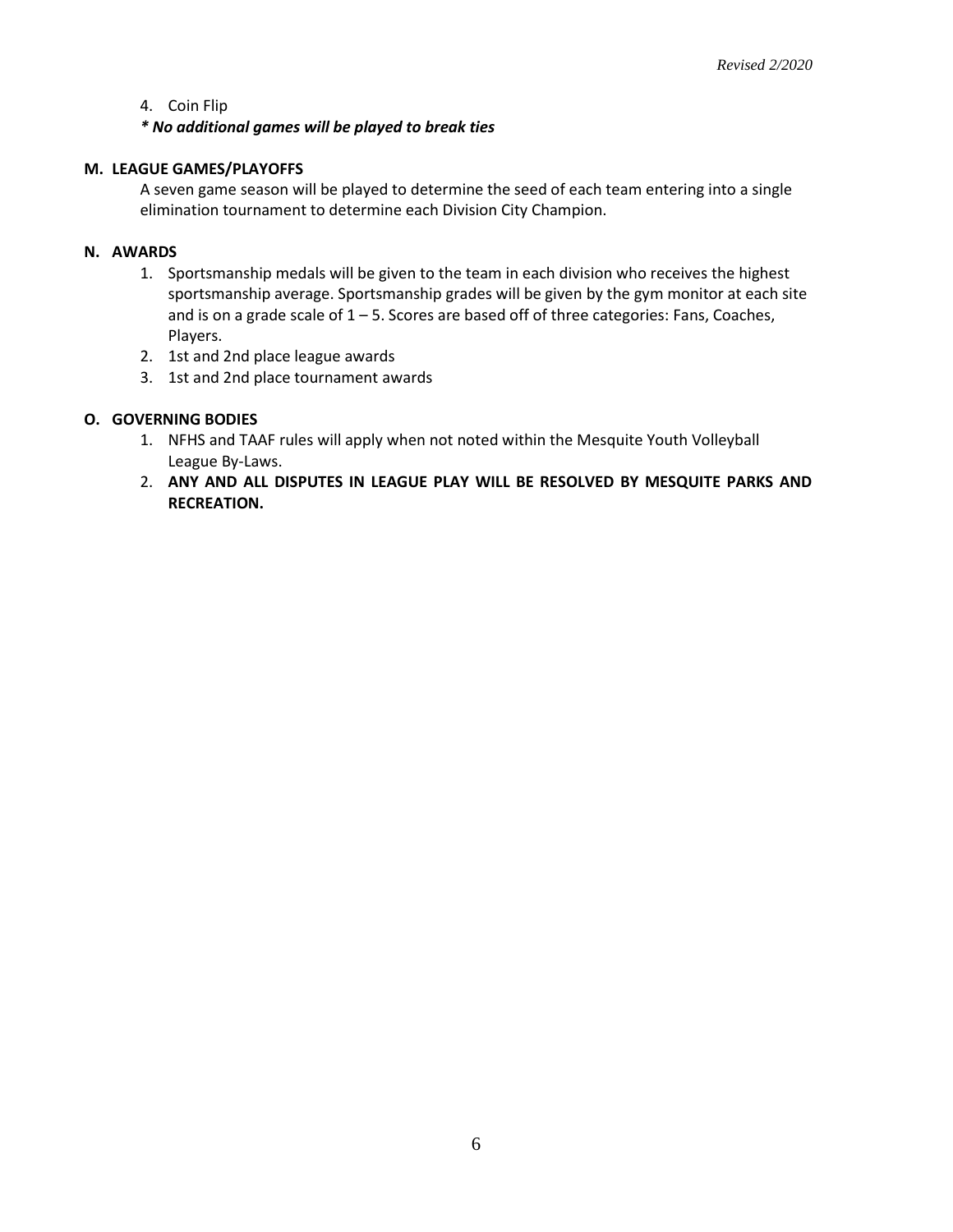4. Coin Flip

***\* No additional games will be played to break ties***

**M. LEAGUE GAMES/PLAYOFFS**

A seven game season will be played to determine the seed of each team entering into a single elimination tournament to determine each Division City Champion.

**N. AWARDS**

1. Sportsmanship medals will be given to the team in each division who receives the highest sportsmanship average. Sportsmanship grades will be given by the gym monitor at each site and is on a grade scale of 1 – 5. Scores are based off of three categories: Fans, Coaches, Players.
2. 1st and 2nd place league awards
3. 1st and 2nd place tournament awards

**O. GOVERNING BODIES**

1. NFHS and TAAF rules will apply when not noted within the Mesquite Youth Volleyball League By-Laws.
2. **ANY AND ALL DISPUTES IN LEAGUE PLAY WILL BE RESOLVED BY MESQUITE PARKS AND RECREATION.**